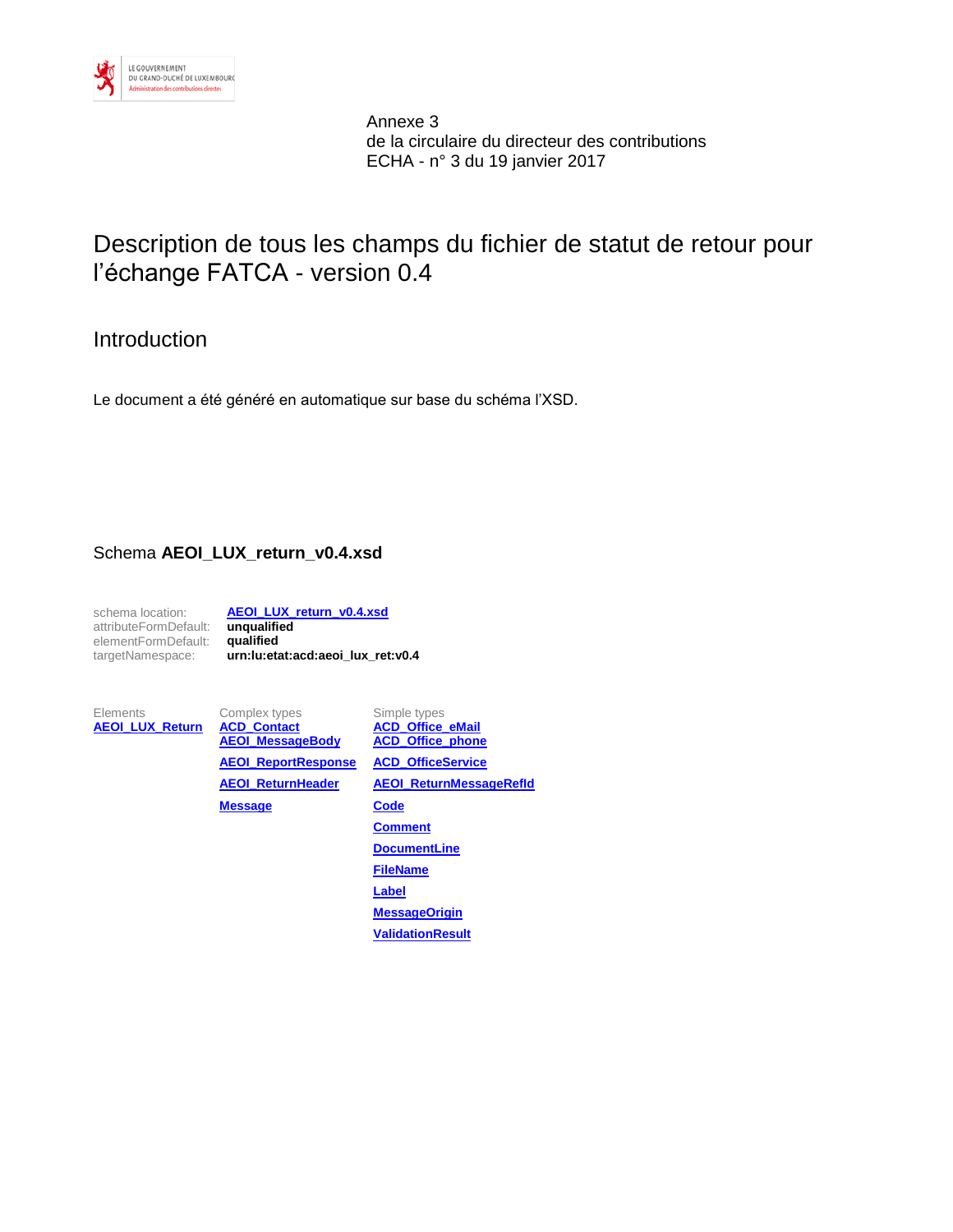Annexe 3
de la circulaire du directeur des contributions
ECHA - n° 3 du 19 janvier 2017

# Description de tous les champs du fichier de statut de retour pour l'échange FATCA - version 0.4

## Introduction

Le document a été généré en automatique sur base du schéma l'XSD.

### Schema **AEOI_LUX_return_v0.4.xsd**

| | |
|---|---|
| schema location: | **AEOI_LUX_return_v0.4.xsd** |
| attributeFormDefault: | **unqualified** |
| elementFormDefault: | **qualified** |
| targetNamespace: | **urn:lu:etat:acd:aeoi_lux_ret:v0.4** |

| Elements | Complex types | Simple types |
|---|---|---|
| **AEOI_LUX_Return** | **ACD_Contact** | **ACD_Office_eMail** |
| | **AEOI_MessageBody** | **ACD_Office_phone** |
| | **AEOI_ReportResponse** | **ACD_OfficeService** |
| | **AEOI_ReturnHeader** | **AEOI_ReturnMessageRefId** |
| | **Message** | **Code** |
| | | **Comment** |
| | | **DocumentLine** |
| | | **FileName** |
| | | **Label** |
| | | **MessageOrigin** |
| | | **ValidationResult** |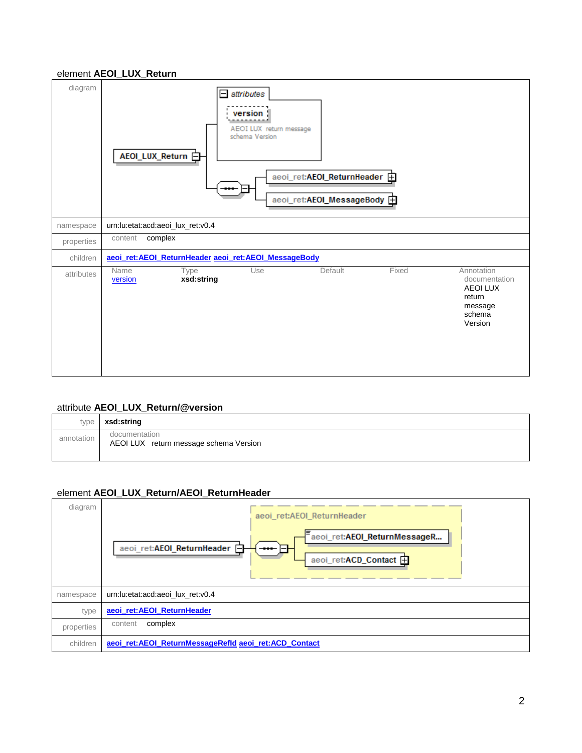### element AEOI_LUX_Return

| | |
|---|---|
| diagram | |
| namespace | urn:lu:etat:acd:aeoi_lux_ret:v0.4 |
| properties | content complex |
| children | aeoi_ret:AEOI_ReturnHeader aeoi_ret:AEOI_MessageBody |
| attributes | |

| Name | Type | Use | Default | Fixed | Annotation |
|---|---|---|---|---|---|
| version | xsd:string | | | | documentation AEOI LUX return message schema Version |

### attribute AEOI_LUX_Return/@version

| | |
|---|---|
| type | xsd:string |
| annotation | documentation AEOI LUX return message schema Version |

### element AEOI_LUX_Return/AEOI_ReturnHeader

| | |
|---|---|
| diagram | |
| namespace | urn:lu:etat:acd:aeoi_lux_ret:v0.4 |
| type | aeoi_ret:AEOI_ReturnHeader |
| properties | content complex |
| children | aeoi_ret:AEOI_ReturnMessageRefId aeoi_ret:ACD_Contact |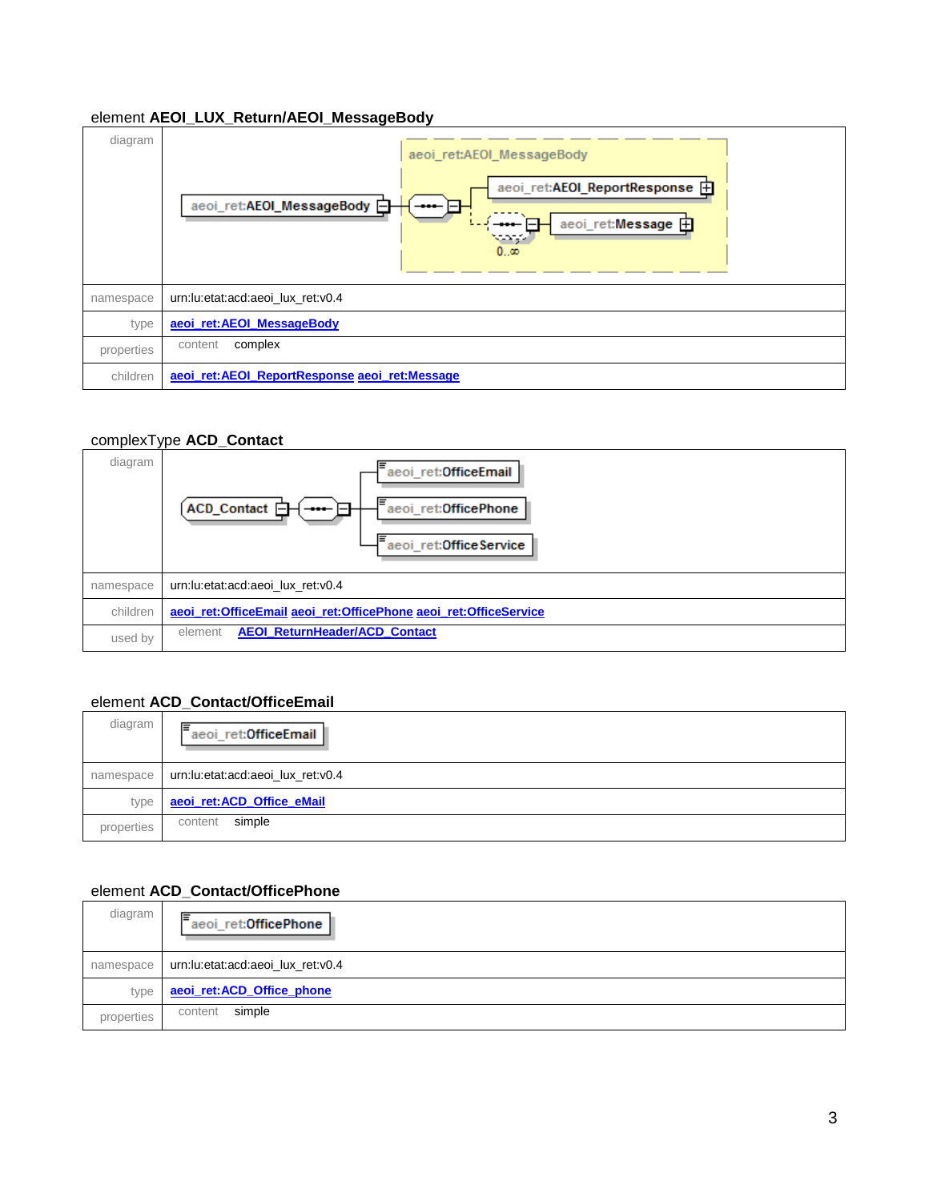element **AEOI_LUX_Return/AEOI_MessageBody**

| diagram | |
|---|---|
| namespace | urn:lu:etat:acd:aeoi_lux_ret:v0.4 |
| type | aeoi_ret:AEOI_MessageBody |
| properties | content complex |
| children | aeoi_ret:AEOI_ReportResponse aeoi_ret:Message |

complexType **ACD_Contact**

| diagram | |
|---|---|
| namespace | urn:lu:etat:acd:aeoi_lux_ret:v0.4 |
| children | aeoi_ret:OfficeEmail aeoi_ret:OfficePhone aeoi_ret:OfficeService |
| used by | element AEOI_ReturnHeader/ACD_Contact |

element **ACD_Contact/OfficeEmail**

| diagram | |
|---|---|
| namespace | urn:lu:etat:acd:aeoi_lux_ret:v0.4 |
| type | aeoi_ret:ACD_Office_eMail |
| properties | content simple |

element **ACD_Contact/OfficePhone**

| diagram | |
|---|---|
| namespace | urn:lu:etat:acd:aeoi_lux_ret:v0.4 |
| type | aeoi_ret:ACD_Office_phone |
| properties | content simple |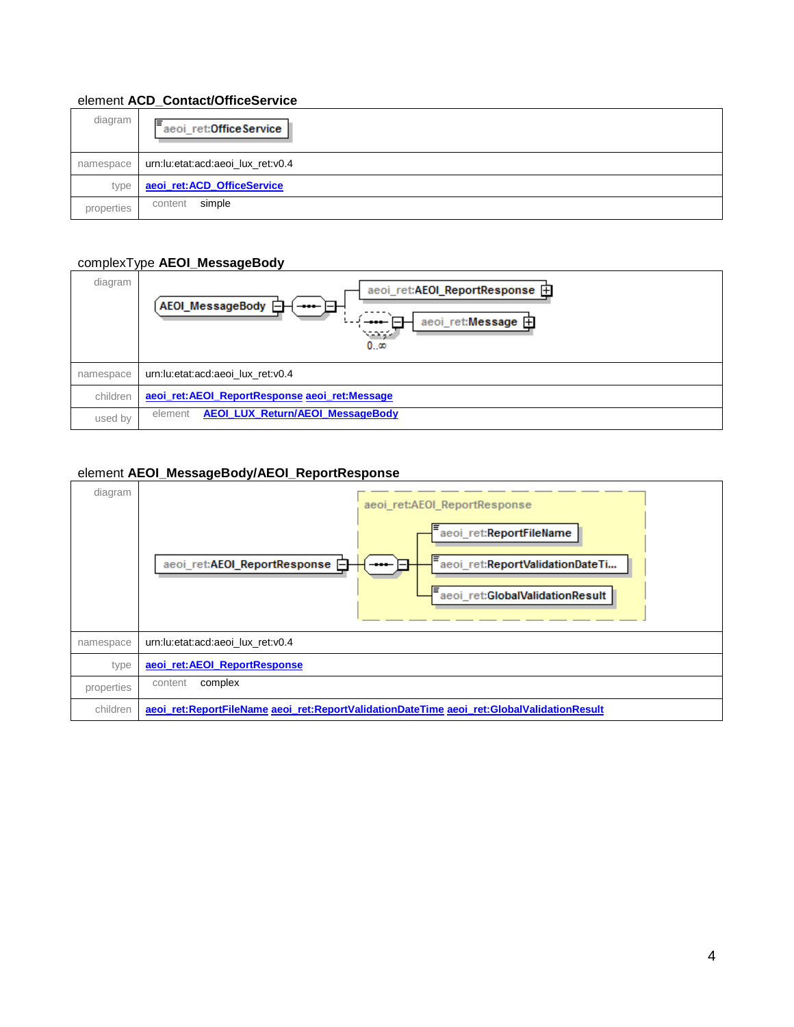### element **ACD_Contact/OfficeService**

| | |
|---|---|
| diagram | aeoi_ret:OfficeService |
| namespace | urn:lu:etat:acd:aeoi_lux_ret:v0.4 |
| type | **aeoi_ret:ACD_OfficeService** |
| properties | content simple |

### complexType **AEOI_MessageBody**

| | |
|---|---|
| diagram | AEOI_MessageBody — aeoi_ret:AEOI_ReportResponse; aeoi_ret:Message (0..∞) |
| namespace | urn:lu:etat:acd:aeoi_lux_ret:v0.4 |
| children | **aeoi_ret:AEOI_ReportResponse** **aeoi_ret:Message** |
| used by | element **AEOI_LUX_Return/AEOI_MessageBody** |

### element **AEOI_MessageBody/AEOI_ReportResponse**

| | |
|---|---|
| diagram | aeoi_ret:AEOI_ReportResponse — aeoi_ret:ReportFileName; aeoi_ret:ReportValidationDateTi...; aeoi_ret:GlobalValidationResult |
| namespace | urn:lu:etat:acd:aeoi_lux_ret:v0.4 |
| type | **aeoi_ret:AEOI_ReportResponse** |
| properties | content complex |
| children | **aeoi_ret:ReportFileName** **aeoi_ret:ReportValidationDateTime** **aeoi_ret:GlobalValidationResult** |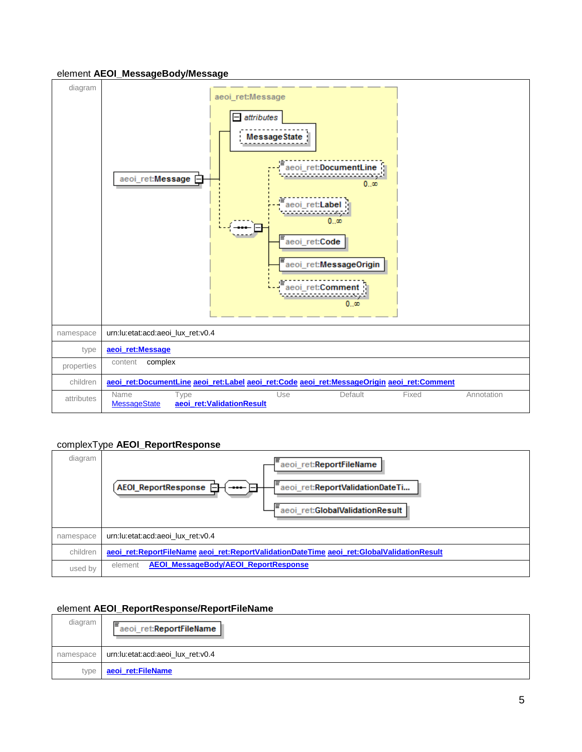element **AEOI_MessageBody/Message**

| | |
|---|---|
| diagram | |
| namespace | urn:lu:etat:acd:aeoi_lux_ret:v0.4 |
| type | **aeoi_ret:Message** |
| properties | content complex |
| children | **aeoi_ret:DocumentLine** **aeoi_ret:Label** **aeoi_ret:Code** **aeoi_ret:MessageOrigin** **aeoi_ret:Comment** |
| attributes | Name: MessageState; Type: **aeoi_ret:ValidationResult**; Use: ; Default: ; Fixed: ; Annotation: |

complexType **AEOI_ReportResponse**

| | |
|---|---|
| diagram | |
| namespace | urn:lu:etat:acd:aeoi_lux_ret:v0.4 |
| children | **aeoi_ret:ReportFileName** **aeoi_ret:ReportValidationDateTime** **aeoi_ret:GlobalValidationResult** |
| used by | element **AEOI_MessageBody/AEOI_ReportResponse** |

element **AEOI_ReportResponse/ReportFileName**

| | |
|---|---|
| diagram | |
| namespace | urn:lu:etat:acd:aeoi_lux_ret:v0.4 |
| type | **aeoi_ret:FileName** |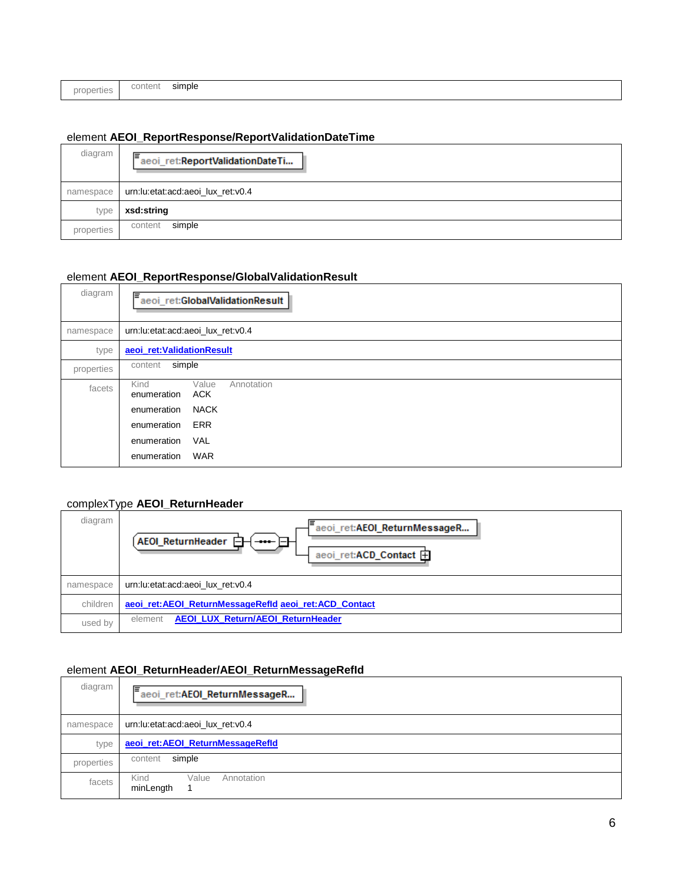| | |
|---|---|
| properties | content simple |

### element AOEI_ReportResponse/ReportValidationDateTime

| | |
|---|---|
| diagram | aeoi_ret:ReportValidationDateTi... |
| namespace | urn:lu:etat:acd:aeoi_lux_ret:v0.4 |
| type | **xsd:string** |
| properties | content simple |

### element AEOI_ReportResponse/GlobalValidationResult

| | |
|---|---|
| diagram | aeoi_ret:GlobalValidationResult |
| namespace | urn:lu:etat:acd:aeoi_lux_ret:v0.4 |
| type | **aeoi_ret:ValidationResult** |
| properties | content simple |
| facets | Kind / Value / Annotation<br>enumeration ACK<br>enumeration NACK<br>enumeration ERR<br>enumeration VAL<br>enumeration WAR |

### complexType AEOI_ReturnHeader

| | |
|---|---|
| diagram | AEOI_ReturnHeader — aeoi_ret:AEOI_ReturnMessageR... ; aeoi_ret:ACD_Contact |
| namespace | urn:lu:etat:acd:aeoi_lux_ret:v0.4 |
| children | **aeoi_ret:AEOI_ReturnMessageRefId** **aeoi_ret:ACD_Contact** |
| used by | element **AEOI_LUX_Return/AEOI_ReturnHeader** |

### element AEOI_ReturnHeader/AEOI_ReturnMessageRefId

| | |
|---|---|
| diagram | aeoi_ret:AEOI_ReturnMessageR... |
| namespace | urn:lu:etat:acd:aeoi_lux_ret:v0.4 |
| type | **aeoi_ret:AEOI_ReturnMessageRefId** |
| properties | content simple |
| facets | Kind / Value / Annotation<br>minLength 1 |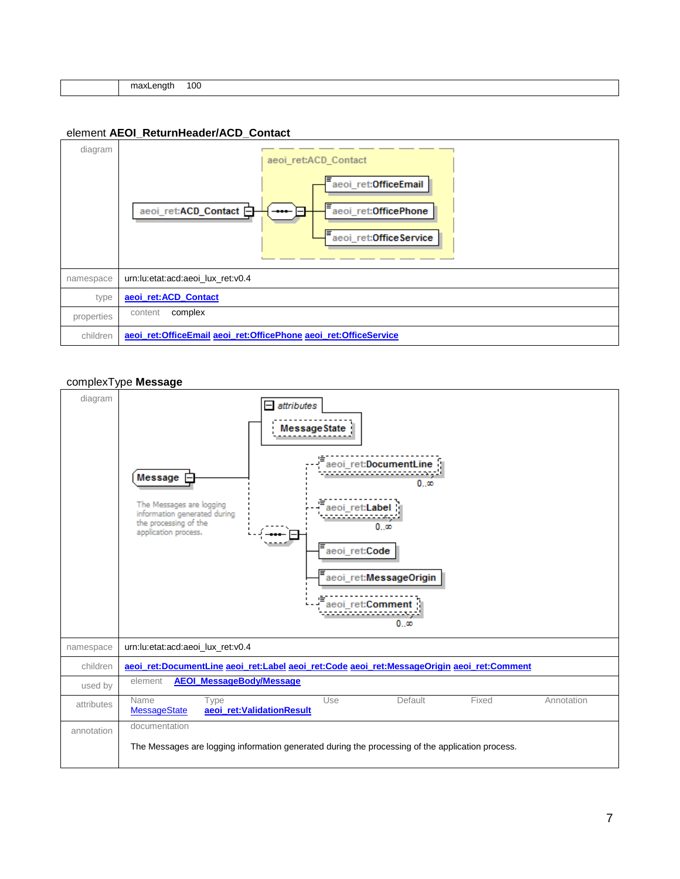| | maxLength 100 |
|---|---|

### element **AEOI_ReturnHeader/ACD_Contact**

| | |
|---|---|
| diagram | |
| namespace | urn:lu:etat:acd:aeoi_lux_ret:v0.4 |
| type | **aeoi_ret:ACD_Contact** |
| properties | content complex |
| children | **aeoi_ret:OfficeEmail** **aeoi_ret:OfficePhone** **aeoi_ret:OfficeService** |

### complexType **Message**

| | |
|---|---|
| diagram | |
| namespace | urn:lu:etat:acd:aeoi_lux_ret:v0.4 |
| children | **aeoi_ret:DocumentLine** **aeoi_ret:Label** **aeoi_ret:Code** **aeoi_ret:MessageOrigin** **aeoi_ret:Comment** |
| used by | element **AEOI_MessageBody/Message** |
| attributes | Name: MessageState; Type: **aeoi_ret:ValidationResult**; Use: ; Default: ; Fixed: ; Annotation: |
| annotation | documentation<br><br>The Messages are logging information generated during the processing of the application process. |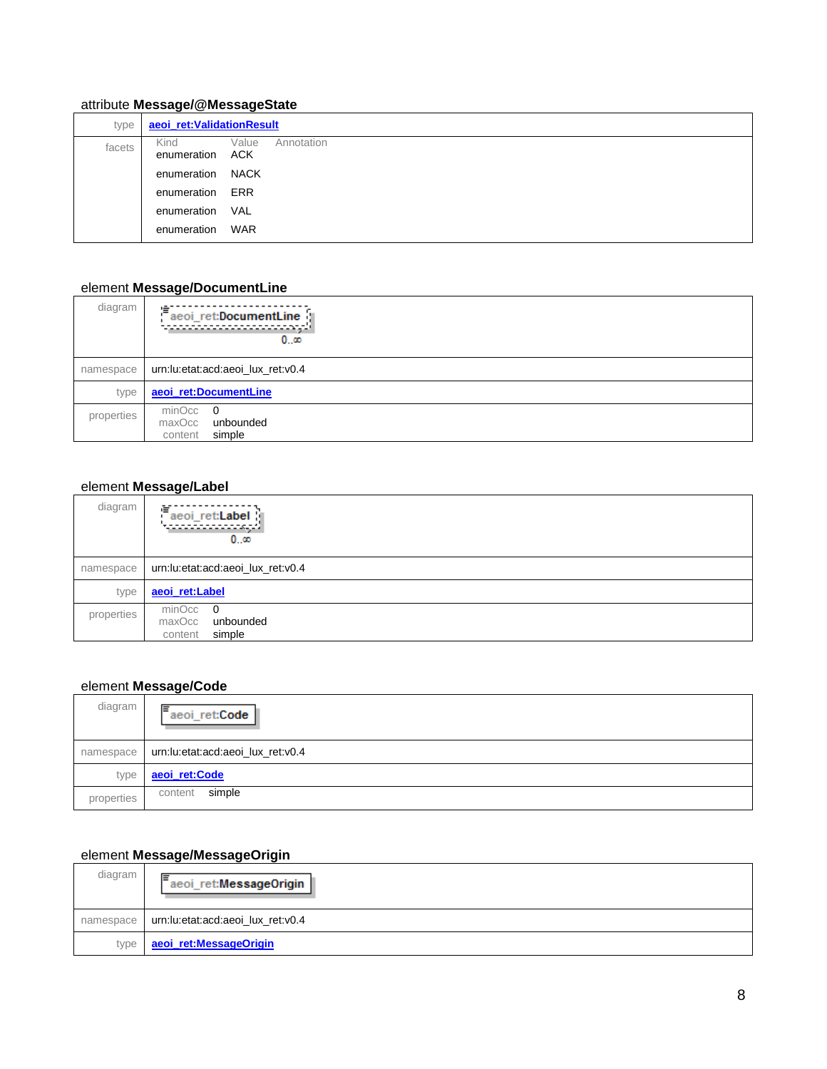### attribute **Message/@MessageState**

| | |
|---|---|
| type | **aeoi_ret:ValidationResult** |
| facets | Kind / Value / Annotation<br>enumeration ACK<br>enumeration NACK<br>enumeration ERR<br>enumeration VAL<br>enumeration WAR |

### element **Message/DocumentLine**

| | |
|---|---|
| diagram | aeoi_ret:DocumentLine 0..∞ |
| namespace | urn:lu:etat:acd:aeoi_lux_ret:v0.4 |
| type | **aeoi_ret:DocumentLine** |
| properties | minOcc 0<br>maxOcc unbounded<br>content simple |

### element **Message/Label**

| | |
|---|---|
| diagram | aeoi_ret:Label 0..∞ |
| namespace | urn:lu:etat:acd:aeoi_lux_ret:v0.4 |
| type | **aeoi_ret:Label** |
| properties | minOcc 0<br>maxOcc unbounded<br>content simple |

### element **Message/Code**

| | |
|---|---|
| diagram | aeoi_ret:Code |
| namespace | urn:lu:etat:acd:aeoi_lux_ret:v0.4 |
| type | **aeoi_ret:Code** |
| properties | content simple |

### element **Message/MessageOrigin**

| | |
|---|---|
| diagram | aeoi_ret:MessageOrigin |
| namespace | urn:lu:etat:acd:aeoi_lux_ret:v0.4 |
| type | **aeoi_ret:MessageOrigin** |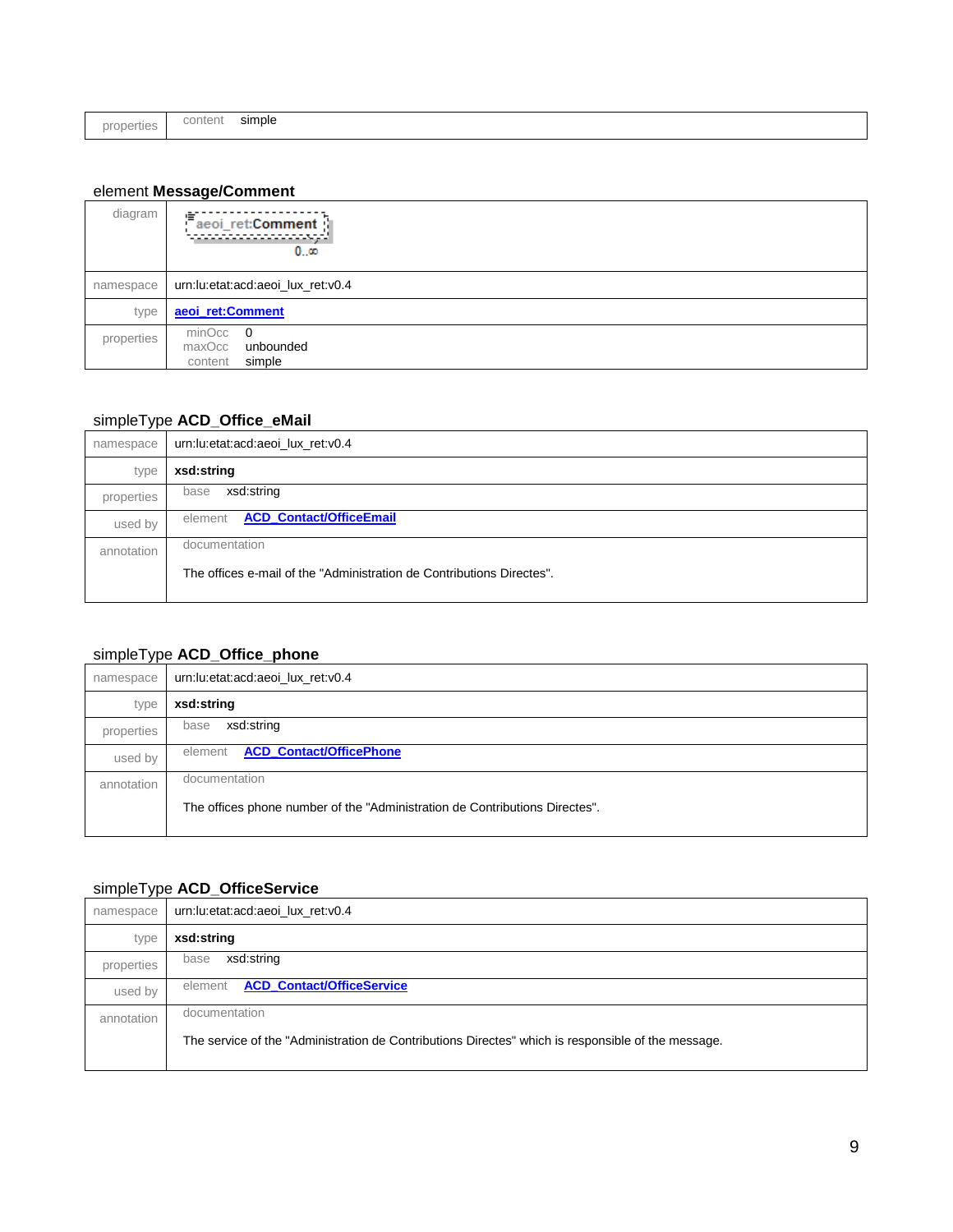| properties | content simple |
|---|---|

### element **Message/Comment**

| diagram | aeoi_ret:Comment 0..∞ |
|---|---|
| namespace | urn:lu:etat:acd:aeoi_lux_ret:v0.4 |
| type | **aeoi_ret:Comment** |
| properties | minOcc 0<br>maxOcc unbounded<br>content simple |

### simpleType **ACD_Office_eMail**

| namespace | urn:lu:etat:acd:aeoi_lux_ret:v0.4 |
|---|---|
| type | **xsd:string** |
| properties | base xsd:string |
| used by | element **ACD_Contact/OfficeEmail** |
| annotation | documentation<br><br>The offices e-mail of the "Administration de Contributions Directes". |

### simpleType **ACD_Office_phone**

| namespace | urn:lu:etat:acd:aeoi_lux_ret:v0.4 |
|---|---|
| type | **xsd:string** |
| properties | base xsd:string |
| used by | element **ACD_Contact/OfficePhone** |
| annotation | documentation<br><br>The offices phone number of the "Administration de Contributions Directes". |

### simpleType **ACD_OfficeService**

| namespace | urn:lu:etat:acd:aeoi_lux_ret:v0.4 |
|---|---|
| type | **xsd:string** |
| properties | base xsd:string |
| used by | element **ACD_Contact/OfficeService** |
| annotation | documentation<br><br>The service of the "Administration de Contributions Directes" which is responsible of the message. |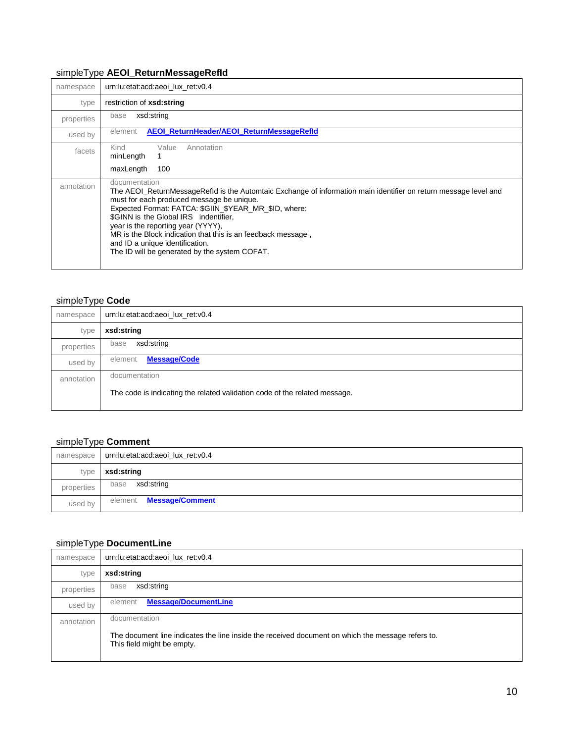## simpleType **AEOI_ReturnMessageRefId**

| | |
|---|---|
| namespace | urn:lu:etat:acd:aeoi_lux_ret:v0.4 |
| type | restriction of **xsd:string** |
| properties | base xsd:string |
| used by | element **AEOI_ReturnHeader/AEOI_ReturnMessageRefId** |
| facets | Kind / Value / Annotation<br>minLength 1<br>maxLength 100 |
| annotation | documentation<br>The AEOI_ReturnMessageRefId is the Automtaic Exchange of information main identifier on return message level and must for each produced message be unique.<br>Expected Format: FATCA: $GIIN_$YEAR_MR_$ID, where:<br>$GINN is the Global IRS indentifier,<br>year is the reporting year (YYYY),<br>MR is the Block indication that this is an feedback message ,<br>and ID a unique identification.<br>The ID will be generated by the system COFAT. |

## simpleType **Code**

| | |
|---|---|
| namespace | urn:lu:etat:acd:aeoi_lux_ret:v0.4 |
| type | **xsd:string** |
| properties | base xsd:string |
| used by | element **Message/Code** |
| annotation | documentation<br>The code is indicating the related validation code of the related message. |

## simpleType **Comment**

| | |
|---|---|
| namespace | urn:lu:etat:acd:aeoi_lux_ret:v0.4 |
| type | **xsd:string** |
| properties | base xsd:string |
| used by | element **Message/Comment** |

## simpleType **DocumentLine**

| | |
|---|---|
| namespace | urn:lu:etat:acd:aeoi_lux_ret:v0.4 |
| type | **xsd:string** |
| properties | base xsd:string |
| used by | element **Message/DocumentLine** |
| annotation | documentation<br>The document line indicates the line inside the received document on which the message refers to.<br>This field might be empty. |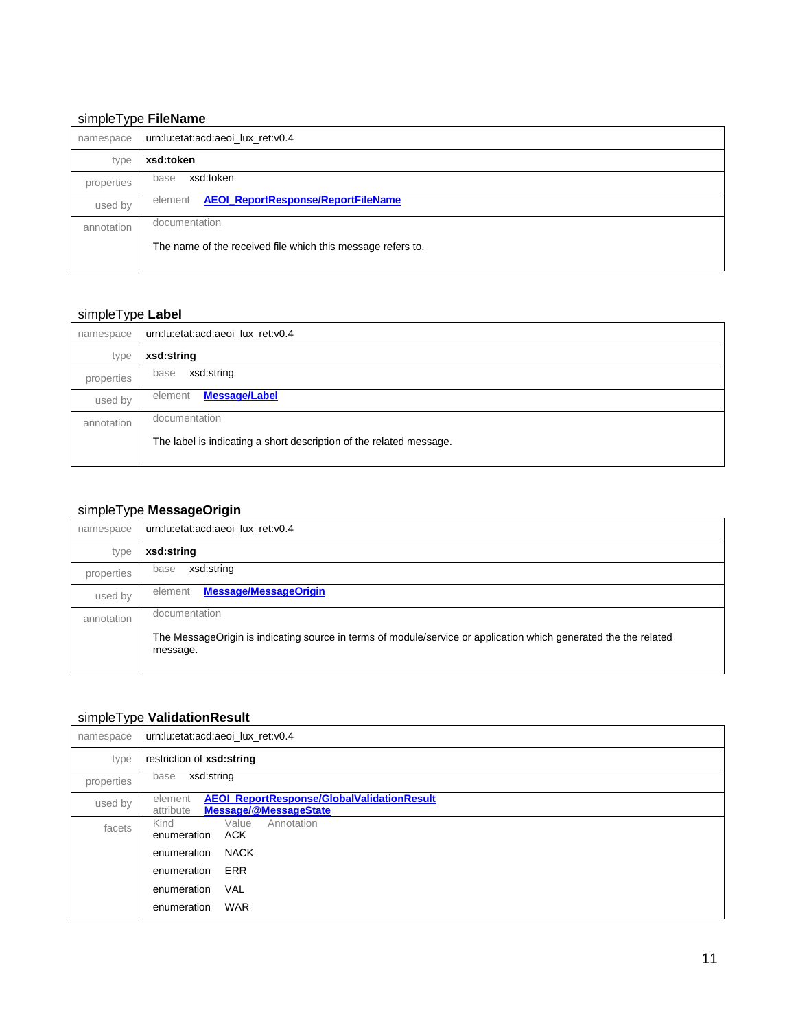### simpleType **FileName**

| | |
|---|---|
| namespace | urn:lu:etat:acd:aeoi_lux_ret:v0.4 |
| type | **xsd:token** |
| properties | base xsd:token |
| used by | element **AEOI_ReportResponse/ReportFileName** |
| annotation | documentation<br><br>The name of the received file which this message refers to. |

### simpleType **Label**

| | |
|---|---|
| namespace | urn:lu:etat:acd:aeoi_lux_ret:v0.4 |
| type | **xsd:string** |
| properties | base xsd:string |
| used by | element **Message/Label** |
| annotation | documentation<br><br>The label is indicating a short description of the related message. |

### simpleType **MessageOrigin**

| | |
|---|---|
| namespace | urn:lu:etat:acd:aeoi_lux_ret:v0.4 |
| type | **xsd:string** |
| properties | base xsd:string |
| used by | element **Message/MessageOrigin** |
| annotation | documentation<br><br>The MessageOrigin is indicating source in terms of module/service or application which generated the the related message. |

### simpleType **ValidationResult**

| | |
|---|---|
| namespace | urn:lu:etat:acd:aeoi_lux_ret:v0.4 |
| type | restriction of **xsd:string** |
| properties | base xsd:string |
| used by | element **AEOI_ReportResponse/GlobalValidationResult**<br>attribute **Message/@MessageState** |
| facets | Kind / Value / Annotation<br>enumeration ACK<br>enumeration NACK<br>enumeration ERR<br>enumeration VAL<br>enumeration WAR |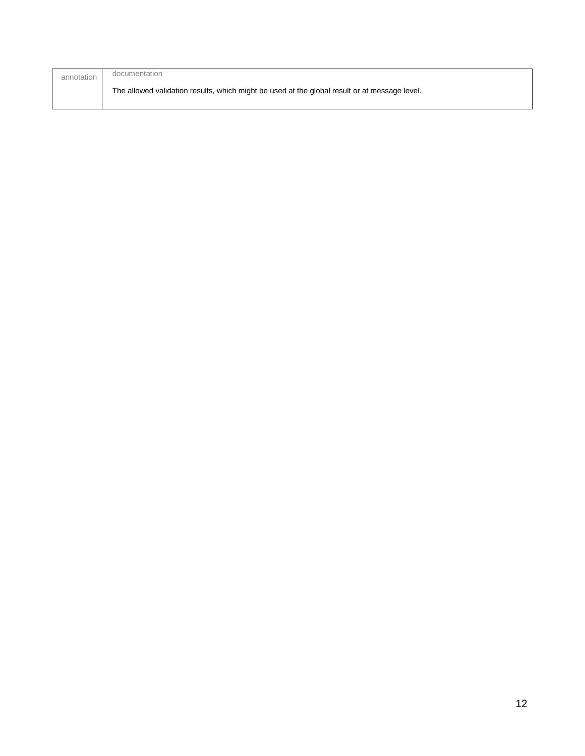| | |
|---|---|
| annotation | documentation<br><br>The allowed validation results, which might be used at the global result or at message level. |